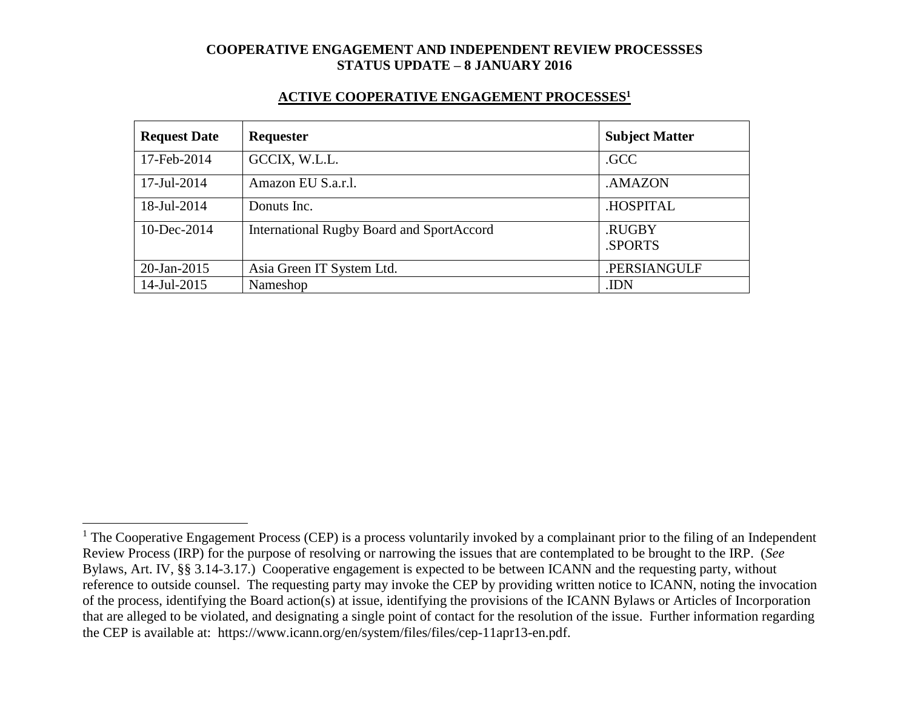**COOPERATIVE ENGAGEMENT AND INDEPENDENT REVIEW PROCESSSES**
**STATUS UPDATE – 8 JANUARY 2016**

## ACTIVE COOPERATIVE ENGAGEMENT PROCESSES[1]

| Request Date | Requester | Subject Matter |
|---|---|---|
| 17-Feb-2014 | GCCIX, W.L.L. | .GCC |
| 17-Jul-2014 | Amazon EU S.a.r.l. | .AMAZON |
| 18-Jul-2014 | Donuts Inc. | .HOSPITAL |
| 10-Dec-2014 | International Rugby Board and SportAccord | .RUGBY<br>.SPORTS |
| 20-Jan-2015 | Asia Green IT System Ltd. | .PERSIANGULF |
| 14-Jul-2015 | Nameshop | .IDN |

---

[1] The Cooperative Engagement Process (CEP) is a process voluntarily invoked by a complainant prior to the filing of an Independent Review Process (IRP) for the purpose of resolving or narrowing the issues that are contemplated to be brought to the IRP. (*See* Bylaws, Art. IV, §§ 3.14-3.17.) Cooperative engagement is expected to be between ICANN and the requesting party, without reference to outside counsel. The requesting party may invoke the CEP by providing written notice to ICANN, noting the invocation of the process, identifying the Board action(s) at issue, identifying the provisions of the ICANN Bylaws or Articles of Incorporation that are alleged to be violated, and designating a single point of contact for the resolution of the issue. Further information regarding the CEP is available at: https://www.icann.org/en/system/files/files/cep-11apr13-en.pdf.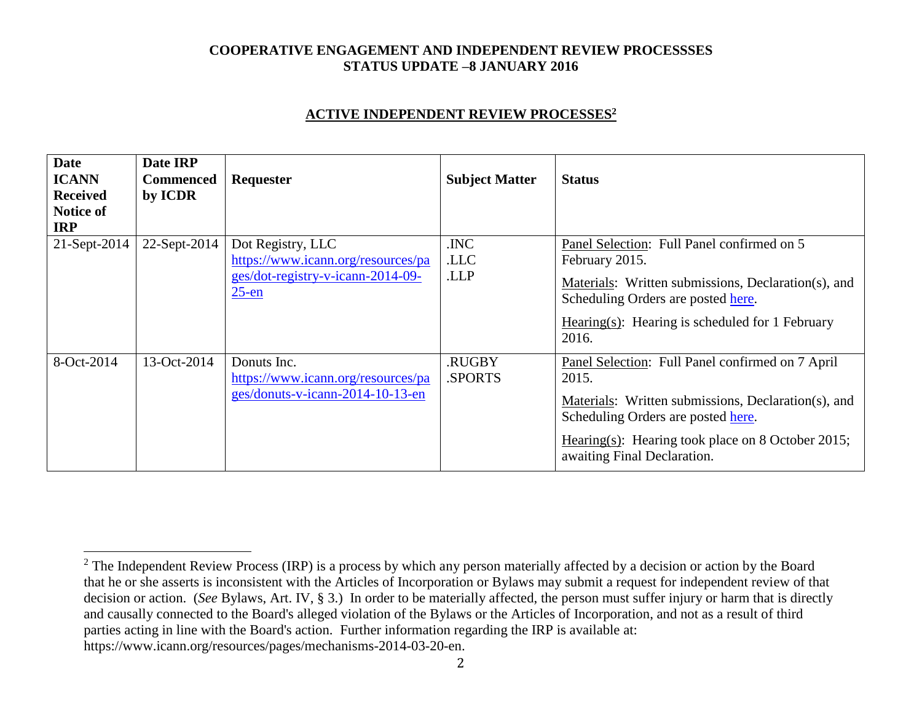**COOPERATIVE ENGAGEMENT AND INDEPENDENT REVIEW PROCESSSES**
**STATUS UPDATE –8 JANUARY 2016**

## ACTIVE INDEPENDENT REVIEW PROCESSES[2]

| Date ICANN Received Notice of IRP | Date IRP Commenced by ICDR | Requester | Subject Matter | Status |
|---|---|---|---|---|
| 21-Sept-2014 | 22-Sept-2014 | Dot Registry, LLC https://www.icann.org/resources/pages/dot-registry-v-icann-2014-09-25-en | .INC .LLC .LLP | Panel Selection: Full Panel confirmed on 5 February 2015. Materials: Written submissions, Declaration(s), and Scheduling Orders are posted here. Hearing(s): Hearing is scheduled for 1 February 2016. |
| 8-Oct-2014 | 13-Oct-2014 | Donuts Inc. https://www.icann.org/resources/pages/donuts-v-icann-2014-10-13-en | .RUGBY .SPORTS | Panel Selection: Full Panel confirmed on 7 April 2015. Materials: Written submissions, Declaration(s), and Scheduling Orders are posted here. Hearing(s): Hearing took place on 8 October 2015; awaiting Final Declaration. |

[2] The Independent Review Process (IRP) is a process by which any person materially affected by a decision or action by the Board that he or she asserts is inconsistent with the Articles of Incorporation or Bylaws may submit a request for independent review of that decision or action. (*See* Bylaws, Art. IV, § 3.) In order to be materially affected, the person must suffer injury or harm that is directly and causally connected to the Board's alleged violation of the Bylaws or the Articles of Incorporation, and not as a result of third parties acting in line with the Board's action. Further information regarding the IRP is available at: https://www.icann.org/resources/pages/mechanisms-2014-03-20-en.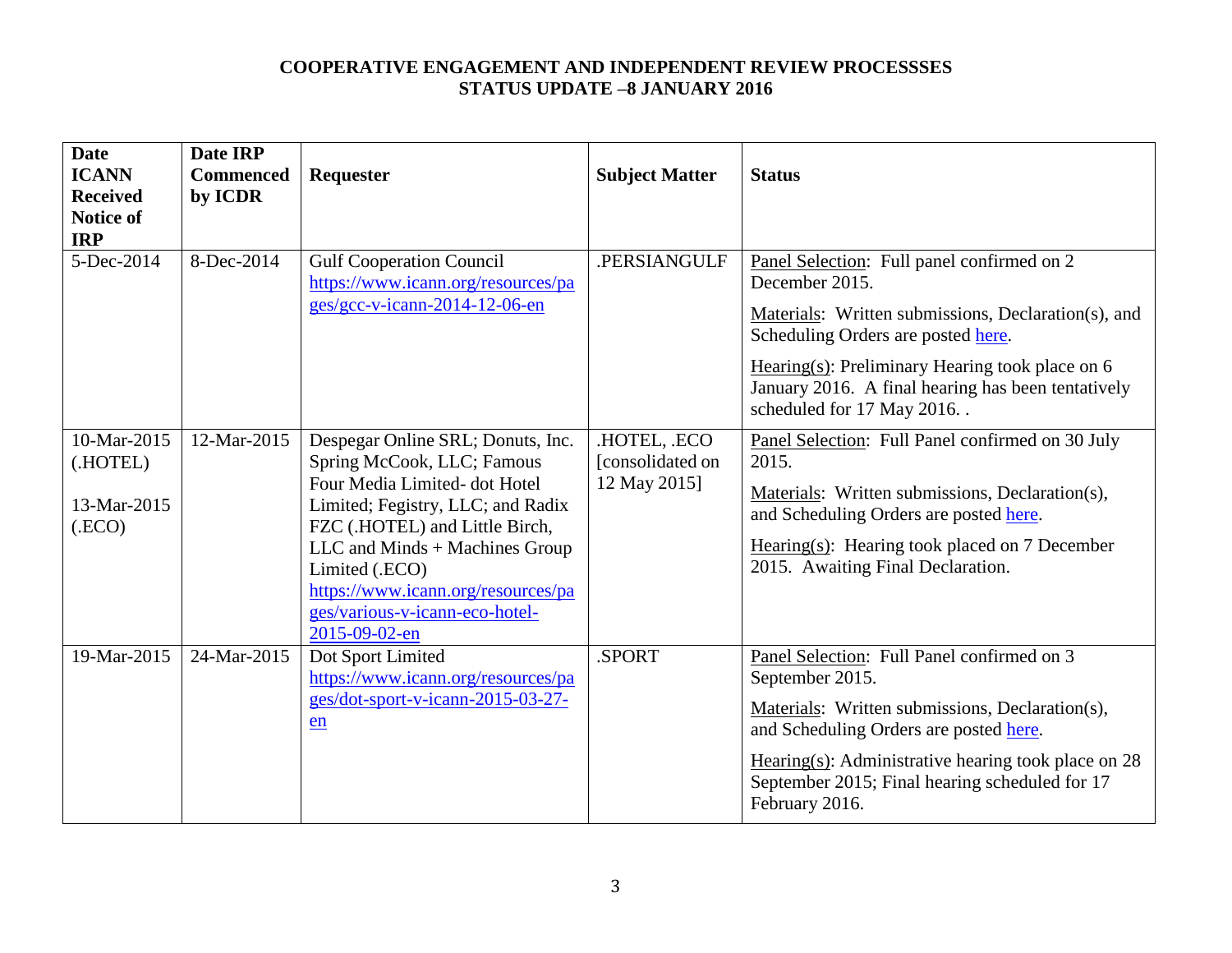**COOPERATIVE ENGAGEMENT AND INDEPENDENT REVIEW PROCESSSES**
**STATUS UPDATE –8 JANUARY 2016**

| Date ICANN Received Notice of IRP | Date IRP Commenced by ICDR | Requester | Subject Matter | Status |
|---|---|---|---|---|
| 5-Dec-2014 | 8-Dec-2014 | Gulf Cooperation Council https://www.icann.org/resources/pages/gcc-v-icann-2014-12-06-en | .PERSIANGULF | Panel Selection: Full panel confirmed on 2 December 2015.<br>Materials: Written submissions, Declaration(s), and Scheduling Orders are posted here.<br>Hearing(s): Preliminary Hearing took place on 6 January 2016. A final hearing has been tentatively scheduled for 17 May 2016. . |
| 10-Mar-2015 (.HOTEL)<br>13-Mar-2015 (.ECO) | 12-Mar-2015 | Despegar Online SRL; Donuts, Inc. Spring McCook, LLC; Famous Four Media Limited- dot Hotel Limited; Fegistry, LLC; and Radix FZC (.HOTEL) and Little Birch, LLC and Minds + Machines Group Limited (.ECO) https://www.icann.org/resources/pages/various-v-icann-eco-hotel-2015-09-02-en | .HOTEL, .ECO [consolidated on 12 May 2015] | Panel Selection: Full Panel confirmed on 30 July 2015.<br>Materials: Written submissions, Declaration(s), and Scheduling Orders are posted here.<br>Hearing(s): Hearing took placed on 7 December 2015. Awaiting Final Declaration. |
| 19-Mar-2015 | 24-Mar-2015 | Dot Sport Limited https://www.icann.org/resources/pages/dot-sport-v-icann-2015-03-27-en | .SPORT | Panel Selection: Full Panel confirmed on 3 September 2015.<br>Materials: Written submissions, Declaration(s), and Scheduling Orders are posted here.<br>Hearing(s): Administrative hearing took place on 28 September 2015; Final hearing scheduled for 17 February 2016. |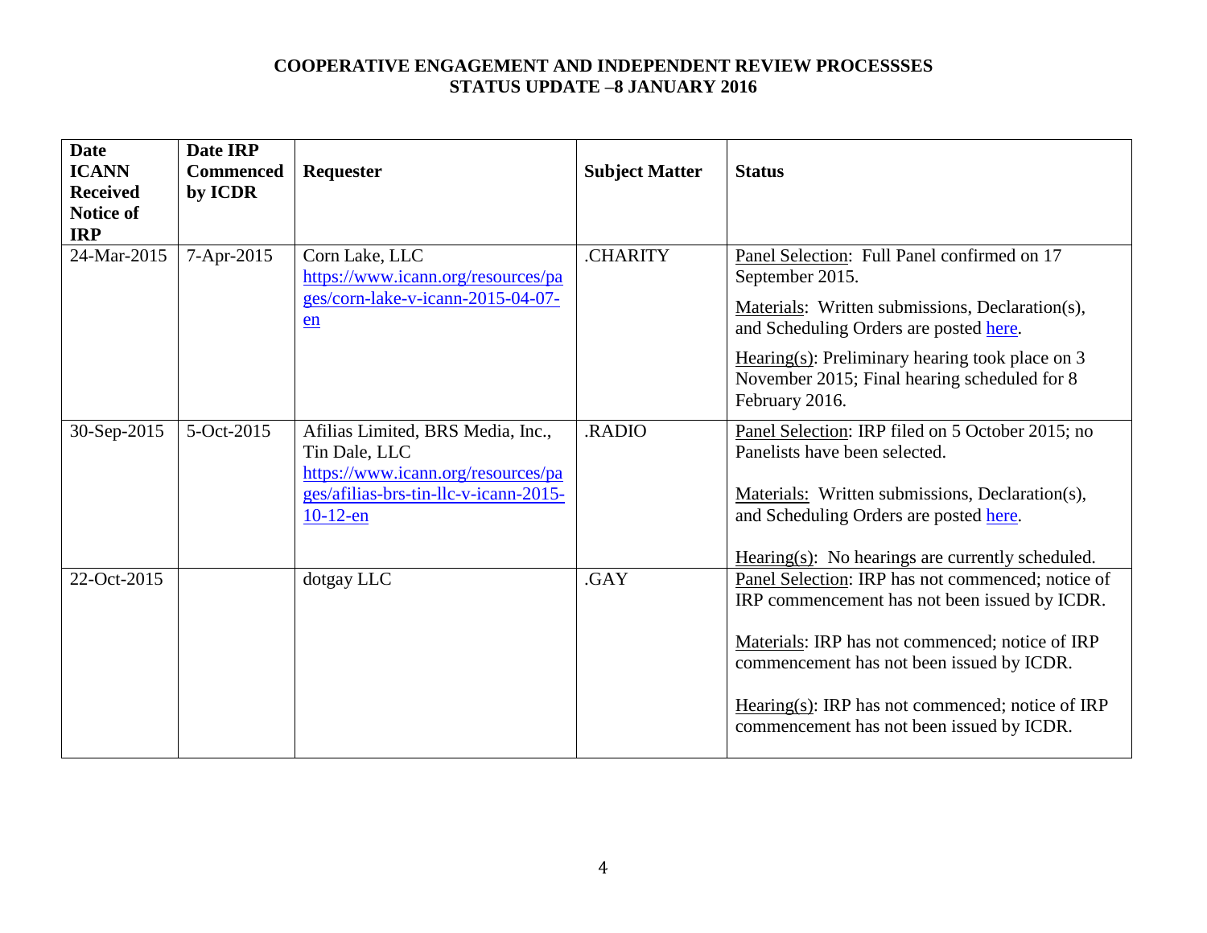**COOPERATIVE ENGAGEMENT AND INDEPENDENT REVIEW PROCESSSES**
**STATUS UPDATE –8 JANUARY 2016**

| Date ICANN Received Notice of IRP | Date IRP Commenced by ICDR | Requester | Subject Matter | Status |
|---|---|---|---|---|
| 24-Mar-2015 | 7-Apr-2015 | Corn Lake, LLC https://www.icann.org/resources/pages/corn-lake-v-icann-2015-04-07-en | .CHARITY | Panel Selection: Full Panel confirmed on 17 September 2015.<br><br>Materials: Written submissions, Declaration(s), and Scheduling Orders are posted here.<br><br>Hearing(s): Preliminary hearing took place on 3 November 2015; Final hearing scheduled for 8 February 2016. |
| 30-Sep-2015 | 5-Oct-2015 | Afilias Limited, BRS Media, Inc., Tin Dale, LLC https://www.icann.org/resources/pages/afilias-brs-tin-llc-v-icann-2015-10-12-en | .RADIO | Panel Selection: IRP filed on 5 October 2015; no Panelists have been selected.<br><br>Materials: Written submissions, Declaration(s), and Scheduling Orders are posted here.<br><br>Hearing(s): No hearings are currently scheduled. |
| 22-Oct-2015 | | dotgay LLC | .GAY | Panel Selection: IRP has not commenced; notice of IRP commencement has not been issued by ICDR.<br><br>Materials: IRP has not commenced; notice of IRP commencement has not been issued by ICDR.<br><br>Hearing(s): IRP has not commenced; notice of IRP commencement has not been issued by ICDR. |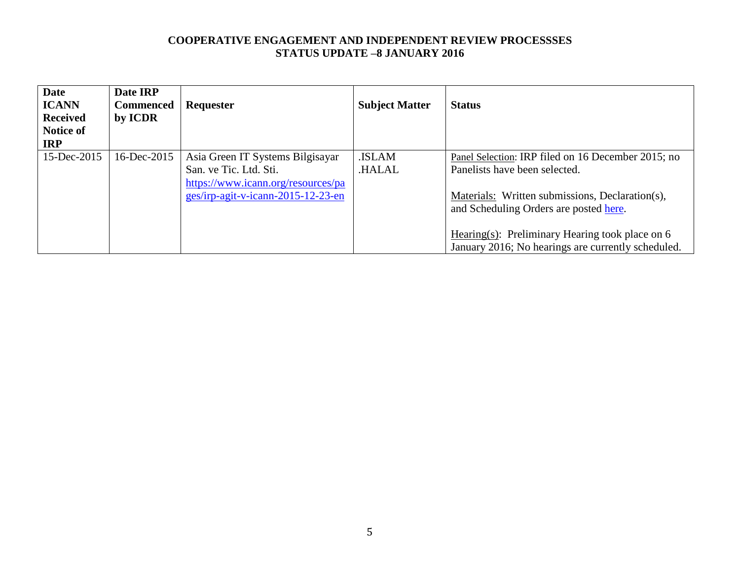**COOPERATIVE ENGAGEMENT AND INDEPENDENT REVIEW PROCESSSES**
**STATUS UPDATE –8 JANUARY 2016**

| Date ICANN Received Notice of IRP | Date IRP Commenced by ICDR | Requester | Subject Matter | Status |
|---|---|---|---|---|
| 15-Dec-2015 | 16-Dec-2015 | Asia Green IT Systems Bilgisayar San. ve Tic. Ltd. Sti. https://www.icann.org/resources/pages/irp-agit-v-icann-2015-12-23-en | .ISLAM .HALAL | Panel Selection: IRP filed on 16 December 2015; no Panelists have been selected.<br><br>Materials: Written submissions, Declaration(s), and Scheduling Orders are posted here.<br><br>Hearing(s): Preliminary Hearing took place on 6 January 2016; No hearings are currently scheduled. |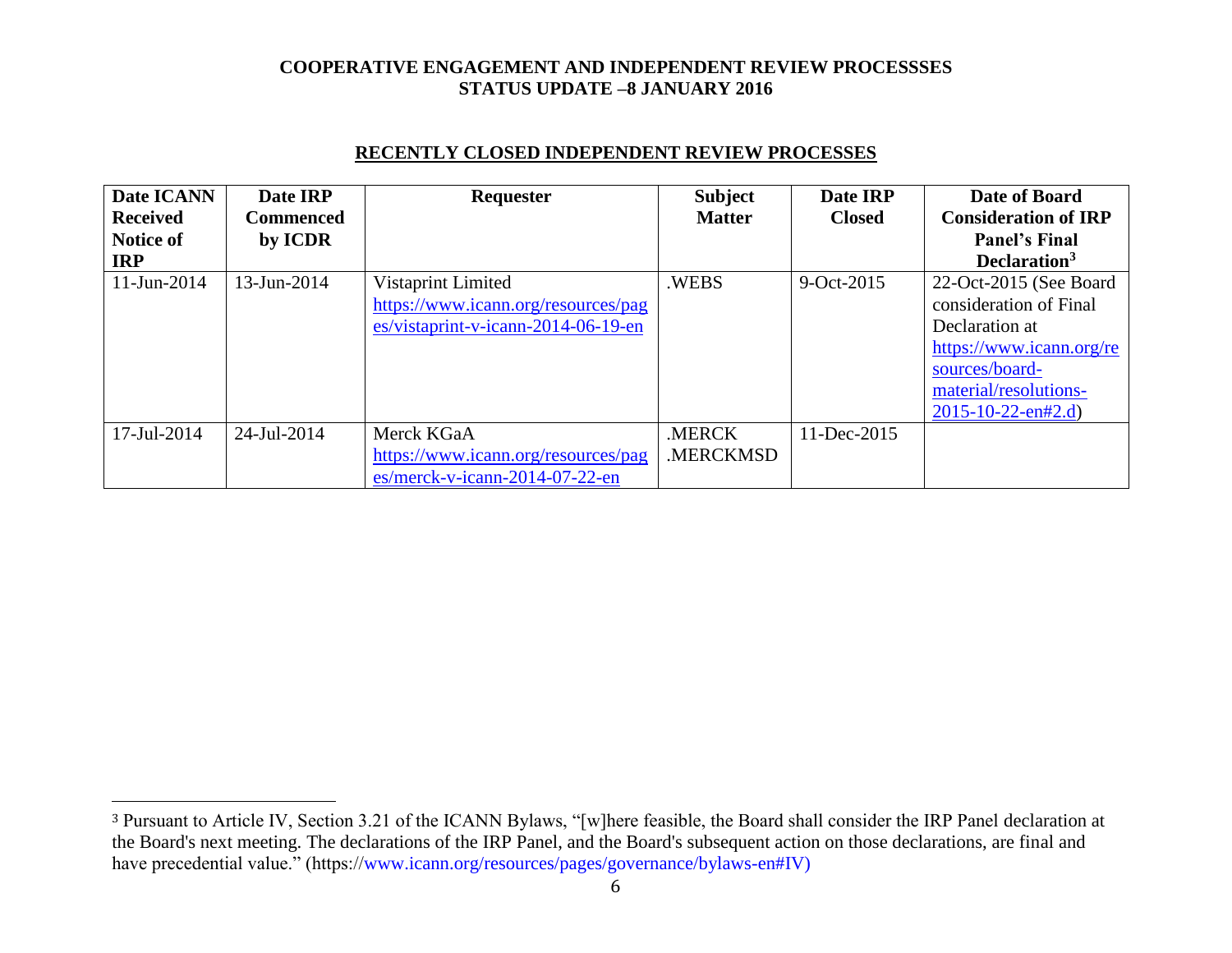COOPERATIVE ENGAGEMENT AND INDEPENDENT REVIEW PROCESSSES
STATUS UPDATE –8 JANUARY 2016

## RECENTLY CLOSED INDEPENDENT REVIEW PROCESSES

| Date ICANN Received Notice of IRP | Date IRP Commenced by ICDR | Requester | Subject Matter | Date IRP Closed | Date of Board Consideration of IRP Panel's Final Declaration[3] |
|---|---|---|---|---|---|
| 11-Jun-2014 | 13-Jun-2014 | Vistaprint Limited https://www.icann.org/resources/pages/vistaprint-v-icann-2014-06-19-en | .WEBS | 9-Oct-2015 | 22-Oct-2015 (See Board consideration of Final Declaration at https://www.icann.org/resources/board-material/resolutions-2015-10-22-en#2.d) |
| 17-Jul-2014 | 24-Jul-2014 | Merck KGaA https://www.icann.org/resources/pages/merck-v-icann-2014-07-22-en | .MERCK .MERCKMSD | 11-Dec-2015 | |

[3] Pursuant to Article IV, Section 3.21 of the ICANN Bylaws, "[w]here feasible, the Board shall consider the IRP Panel declaration at the Board's next meeting. The declarations of the IRP Panel, and the Board's subsequent action on those declarations, are final and have precedential value." (https://www.icann.org/resources/pages/governance/bylaws-en#IV)